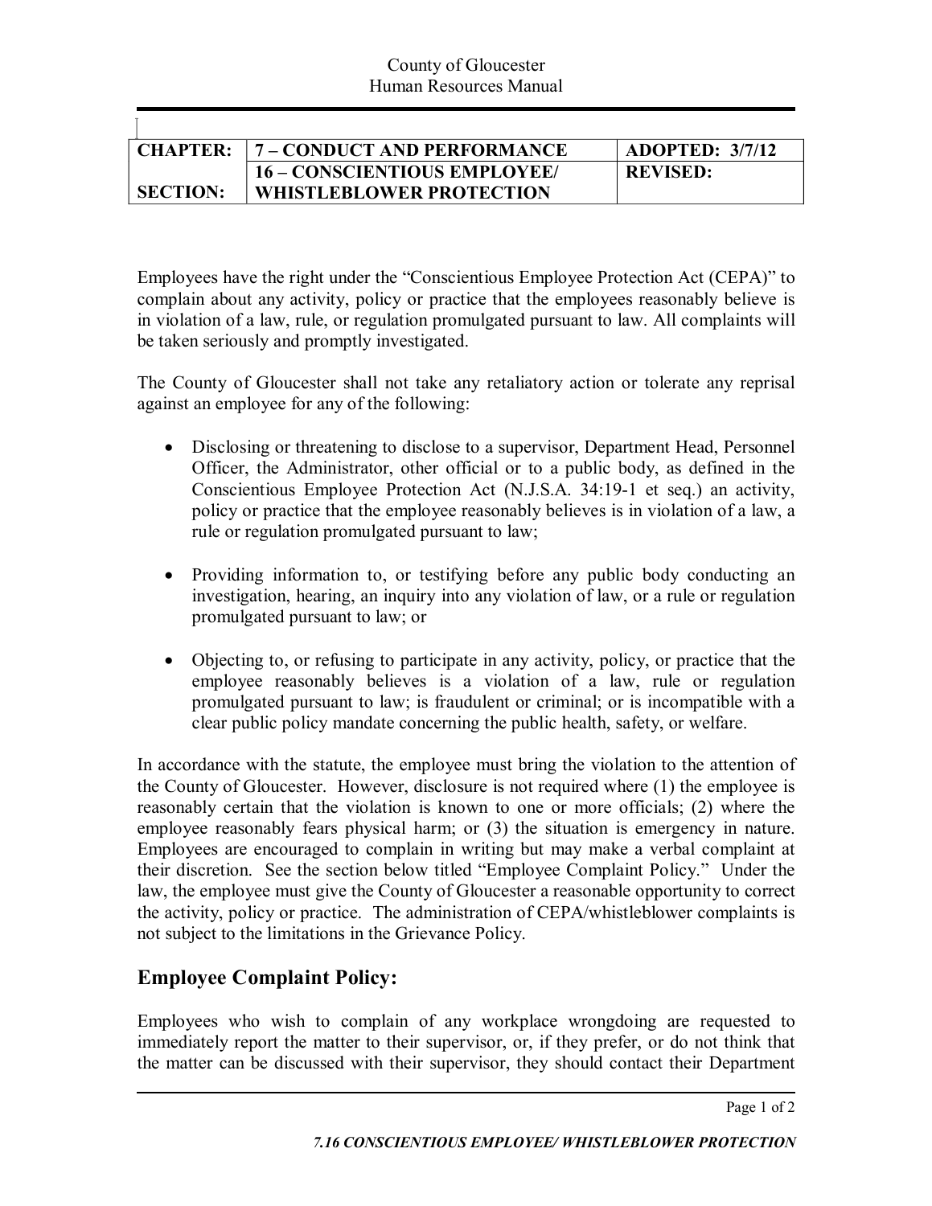County of Gloucester
Human Resources Manual

| CHAPTER: | 7 – CONDUCT AND PERFORMANCE | ADOPTED: 3/7/12 |
|---|---|---|
| SECTION: | 16 – CONSCIENTIOUS EMPLOYEE/ WHISTLEBLOWER PROTECTION | REVISED: |

Employees have the right under the "Conscientious Employee Protection Act (CEPA)" to complain about any activity, policy or practice that the employees reasonably believe is in violation of a law, rule, or regulation promulgated pursuant to law. All complaints will be taken seriously and promptly investigated.

The County of Gloucester shall not take any retaliatory action or tolerate any reprisal against an employee for any of the following:

- Disclosing or threatening to disclose to a supervisor, Department Head, Personnel Officer, the Administrator, other official or to a public body, as defined in the Conscientious Employee Protection Act (N.J.S.A. 34:19-1 et seq.) an activity, policy or practice that the employee reasonably believes is in violation of a law, a rule or regulation promulgated pursuant to law;

- Providing information to, or testifying before any public body conducting an investigation, hearing, an inquiry into any violation of law, or a rule or regulation promulgated pursuant to law; or

- Objecting to, or refusing to participate in any activity, policy, or practice that the employee reasonably believes is a violation of a law, rule or regulation promulgated pursuant to law; is fraudulent or criminal; or is incompatible with a clear public policy mandate concerning the public health, safety, or welfare.

In accordance with the statute, the employee must bring the violation to the attention of the County of Gloucester. However, disclosure is not required where (1) the employee is reasonably certain that the violation is known to one or more officials; (2) where the employee reasonably fears physical harm; or (3) the situation is emergency in nature. Employees are encouraged to complain in writing but may make a verbal complaint at their discretion. See the section below titled "Employee Complaint Policy." Under the law, the employee must give the County of Gloucester a reasonable opportunity to correct the activity, policy or practice. The administration of CEPA/whistleblower complaints is not subject to the limitations in the Grievance Policy.

## Employee Complaint Policy:

Employees who wish to complain of any workplace wrongdoing are requested to immediately report the matter to their supervisor, or, if they prefer, or do not think that the matter can be discussed with their supervisor, they should contact their Department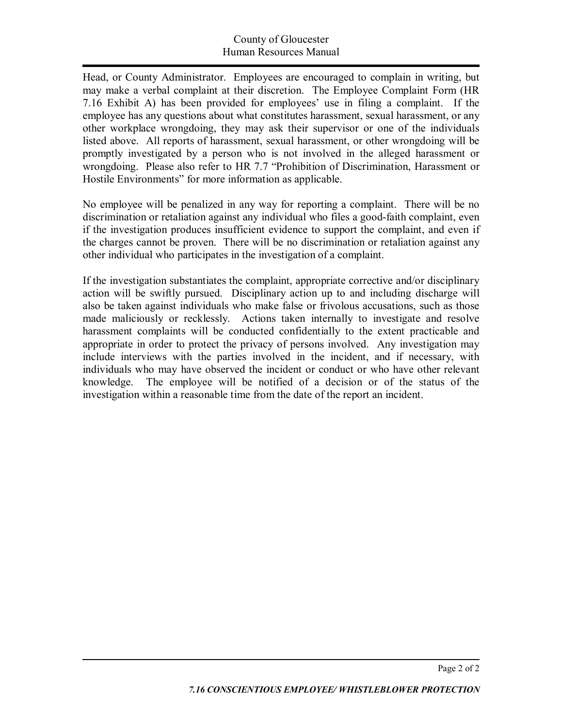Head, or County Administrator. Employees are encouraged to complain in writing, but may make a verbal complaint at their discretion. The Employee Complaint Form (HR 7.16 Exhibit A) has been provided for employees' use in filing a complaint. If the employee has any questions about what constitutes harassment, sexual harassment, or any other workplace wrongdoing, they may ask their supervisor or one of the individuals listed above. All reports of harassment, sexual harassment, or other wrongdoing will be promptly investigated by a person who is not involved in the alleged harassment or wrongdoing. Please also refer to HR 7.7 "Prohibition of Discrimination, Harassment or Hostile Environments" for more information as applicable.

No employee will be penalized in any way for reporting a complaint. There will be no discrimination or retaliation against any individual who files a good-faith complaint, even if the investigation produces insufficient evidence to support the complaint, and even if the charges cannot be proven. There will be no discrimination or retaliation against any other individual who participates in the investigation of a complaint.

If the investigation substantiates the complaint, appropriate corrective and/or disciplinary action will be swiftly pursued. Disciplinary action up to and including discharge will also be taken against individuals who make false or frivolous accusations, such as those made maliciously or recklessly. Actions taken internally to investigate and resolve harassment complaints will be conducted confidentially to the extent practicable and appropriate in order to protect the privacy of persons involved. Any investigation may include interviews with the parties involved in the incident, and if necessary, with individuals who may have observed the incident or conduct or who have other relevant knowledge. The employee will be notified of a decision or of the status of the investigation within a reasonable time from the date of the report an incident.